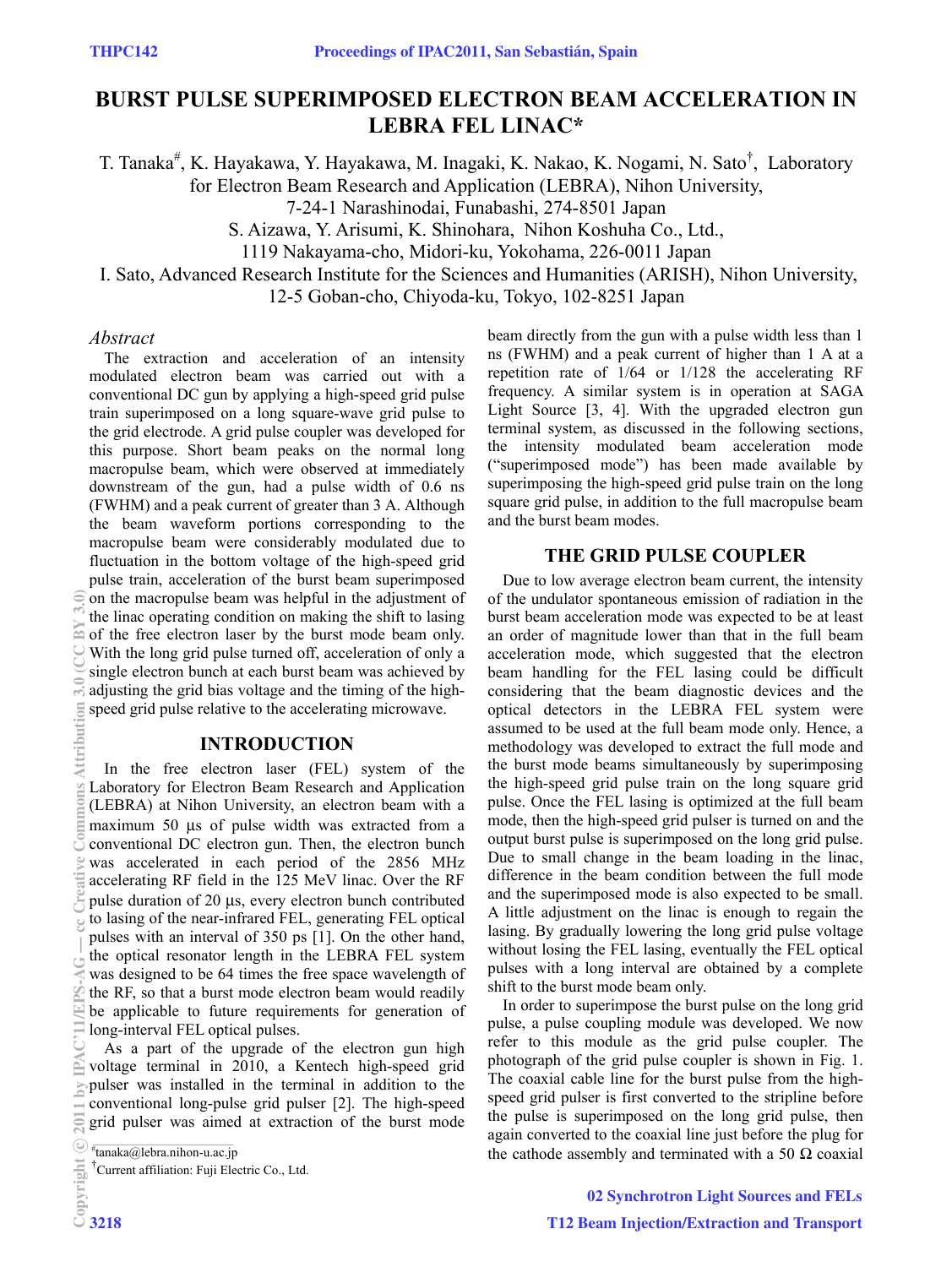# BURST PULSE SUPERIMPOSED ELECTRON BEAM ACCELERATION IN LEBRA FEL LINAC*

T. Tanaka[#], K. Hayakawa, Y. Hayakawa, M. Inagaki, K. Nakao, K. Nogami, N. Sato[†], Laboratory for Electron Beam Research and Application (LEBRA), Nihon University, 7-24-1 Narashinodai, Funabashi, 274-8501 Japan

S. Aizawa, Y. Arisumi, K. Shinohara, Nihon Koshuha Co., Ltd., 1119 Nakayama-cho, Midori-ku, Yokohama, 226-0011 Japan

I. Sato, Advanced Research Institute for the Sciences and Humanities (ARISH), Nihon University, 12-5 Goban-cho, Chiyoda-ku, Tokyo, 102-8251 Japan

## *Abstract*

The extraction and acceleration of an intensity modulated electron beam was carried out with a conventional DC gun by applying a high-speed grid pulse train superimposed on a long square-wave grid pulse to the grid electrode. A grid pulse coupler was developed for this purpose. Short beam peaks on the normal long macropulse beam, which were observed at immediately downstream of the gun, had a pulse width of 0.6 ns (FWHM) and a peak current of greater than 3 A. Although the beam waveform portions corresponding to the macropulse beam were considerably modulated due to fluctuation in the bottom voltage of the high-speed grid pulse train, acceleration of the burst beam superimposed on the macropulse beam was helpful in the adjustment of the linac operating condition on making the shift to lasing of the free electron laser by the burst mode beam only. With the long grid pulse turned off, acceleration of only a single electron bunch at each burst beam was achieved by adjusting the grid bias voltage and the timing of the high-speed grid pulse relative to the accelerating microwave.

## INTRODUCTION

In the free electron laser (FEL) system of the Laboratory for Electron Beam Research and Application (LEBRA) at Nihon University, an electron beam with a maximum 50 μs of pulse width was extracted from a conventional DC electron gun. Then, the electron bunch was accelerated in each period of the 2856 MHz accelerating RF field in the 125 MeV linac. Over the RF pulse duration of 20 μs, every electron bunch contributed to lasing of the near-infrared FEL, generating FEL optical pulses with an interval of 350 ps [1]. On the other hand, the optical resonator length in the LEBRA FEL system was designed to be 64 times the free space wavelength of the RF, so that a burst mode electron beam would readily be applicable to future requirements for generation of long-interval FEL optical pulses.

As a part of the upgrade of the electron gun high voltage terminal in 2010, a Kentech high-speed grid pulser was installed in the terminal in addition to the conventional long-pulse grid pulser [2]. The high-speed grid pulser was aimed at extraction of the burst mode beam directly from the gun with a pulse width less than 1 ns (FWHM) and a peak current of higher than 1 A at a repetition rate of 1/64 or 1/128 the accelerating RF frequency. A similar system is in operation at SAGA Light Source [3, 4]. With the upgraded electron gun terminal system, as discussed in the following sections, the intensity modulated beam acceleration mode ("superimposed mode") has been made available by superimposing the high-speed grid pulse train on the long square grid pulse, in addition to the full macropulse beam and the burst beam modes.

## THE GRID PULSE COUPLER

Due to low average electron beam current, the intensity of the undulator spontaneous emission of radiation in the burst beam acceleration mode was expected to be at least an order of magnitude lower than that in the full beam acceleration mode, which suggested that the electron beam handling for the FEL lasing could be difficult considering that the beam diagnostic devices and the optical detectors in the LEBRA FEL system were assumed to be used at the full beam mode only. Hence, a methodology was developed to extract the full mode and the burst mode beams simultaneously by superimposing the high-speed grid pulse train on the long square grid pulse. Once the FEL lasing is optimized at the full beam mode, then the high-speed grid pulser is turned on and the output burst pulse is superimposed on the long grid pulse. Due to small change in the beam loading in the linac, difference in the beam condition between the full mode and the superimposed mode is also expected to be small. A little adjustment on the linac is enough to regain the lasing. By gradually lowering the long grid pulse voltage without losing the FEL lasing, eventually the FEL optical pulses with a long interval are obtained by a complete shift to the burst mode beam only.

In order to superimpose the burst pulse on the long grid pulse, a pulse coupling module was developed. We now refer to this module as the grid pulse coupler. The photograph of the grid pulse coupler is shown in Fig. 1. The coaxial cable line for the burst pulse from the high-speed grid pulser is first converted to the stripline before the pulse is superimposed on the long grid pulse, then again converted to the coaxial line just before the plug for the cathode assembly and terminated with a 50 Ω coaxial

[#]tanaka@lebra.nihon-u.ac.jp

[†]Current affiliation: Fuji Electric Co., Ltd.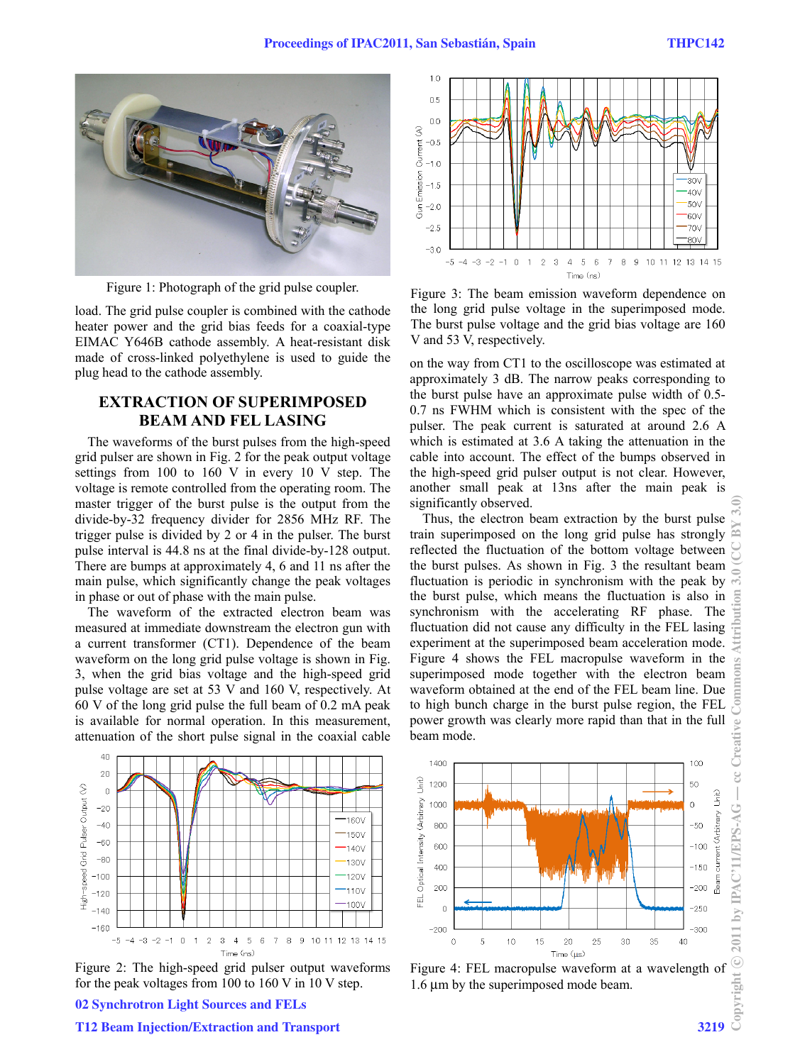Figure 1: Photograph of the grid pulse coupler.

load. The grid pulse coupler is combined with the cathode heater power and the grid bias feeds for a coaxial-type EIMAC Y646B cathode assembly. A heat-resistant disk made of cross-linked polyethylene is used to guide the plug head to the cathode assembly.

## EXTRACTION OF SUPERIMPOSED BEAM AND FEL LASING

The waveforms of the burst pulses from the high-speed grid pulser are shown in Fig. 2 for the peak output voltage settings from 100 to 160 V in every 10 V step. The voltage is remote controlled from the operating room. The master trigger of the burst pulse is the output from the divide-by-32 frequency divider for 2856 MHz RF. The trigger pulse is divided by 2 or 4 in the pulser. The burst pulse interval is 44.8 ns at the final divide-by-128 output. There are bumps at approximately 4, 6 and 11 ns after the main pulse, which significantly change the peak voltages in phase or out of phase with the main pulse.

The waveform of the extracted electron beam was measured at immediate downstream the electron gun with a current transformer (CT1). Dependence of the beam waveform on the long grid pulse voltage is shown in Fig. 3, when the grid bias voltage and the high-speed grid pulse voltage are set at 53 V and 160 V, respectively. At 60 V of the long grid pulse the full beam of 0.2 mA peak is available for normal operation. In this measurement, attenuation of the short pulse signal in the coaxial cable

Figure 2: The high-speed grid pulser output waveforms for the peak voltages from 100 to 160 V in 10 V step.

Figure 3: The beam emission waveform dependence on the long grid pulse voltage in the superimposed mode. The burst pulse voltage and the grid bias voltage are 160 V and 53 V, respectively.

on the way from CT1 to the oscilloscope was estimated at approximately 3 dB. The narrow peaks corresponding to the burst pulse have an approximate pulse width of 0.5-0.7 ns FWHM which is consistent with the spec of the pulser. The peak current is saturated at around 2.6 A which is estimated at 3.6 A taking the attenuation in the cable into account. The effect of the bumps observed in the high-speed grid pulser output is not clear. However, another small peak at 13ns after the main peak is significantly observed.

Thus, the electron beam extraction by the burst pulse train superimposed on the long grid pulse has strongly reflected the fluctuation of the bottom voltage between the burst pulses. As shown in Fig. 3 the resultant beam fluctuation is periodic in synchronism with the peak by the burst pulse, which means the fluctuation is also in synchronism with the accelerating RF phase. The fluctuation did not cause any difficulty in the FEL lasing experiment at the superimposed beam acceleration mode. Figure 4 shows the FEL macropulse waveform in the superimposed mode together with the electron beam waveform obtained at the end of the FEL beam line. Due to high bunch charge in the burst pulse region, the FEL power growth was clearly more rapid than that in the full beam mode.

Figure 4: FEL macropulse waveform at a wavelength of 1.6 μm by the superimposed mode beam.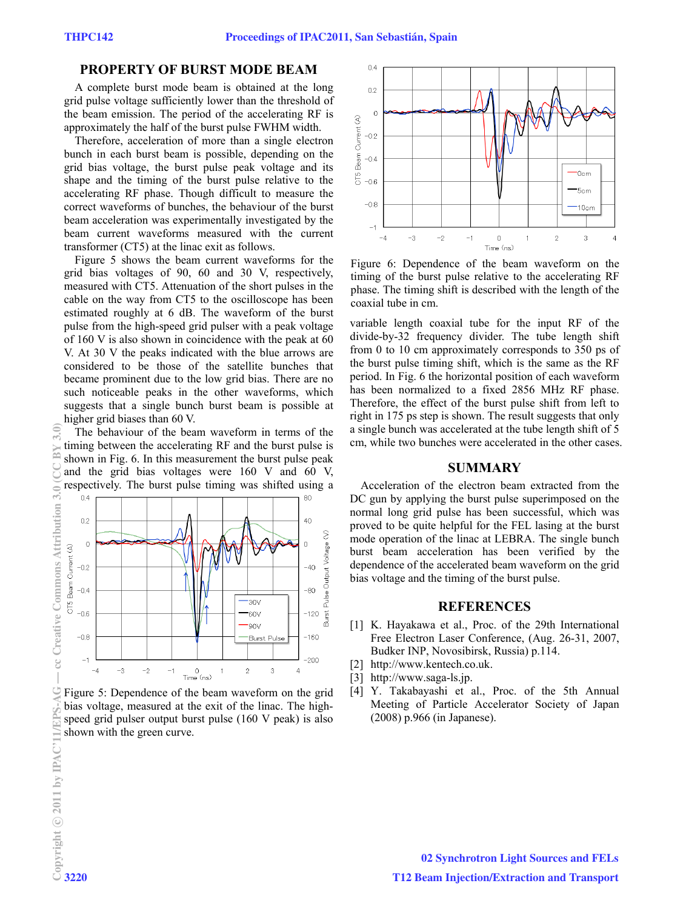## PROPERTY OF BURST MODE BEAM

A complete burst mode beam is obtained at the long grid pulse voltage sufficiently lower than the threshold of the beam emission. The period of the accelerating RF is approximately the half of the burst pulse FWHM width.

Therefore, acceleration of more than a single electron bunch in each burst beam is possible, depending on the grid bias voltage, the burst pulse peak voltage and its shape and the timing of the burst pulse relative to the accelerating RF phase. Though difficult to measure the correct waveforms of bunches, the behaviour of the burst beam acceleration was experimentally investigated by the beam current waveforms measured with the current transformer (CT5) at the linac exit as follows.

Figure 5 shows the beam current waveforms for the grid bias voltages of 90, 60 and 30 V, respectively, measured with CT5. Attenuation of the short pulses in the cable on the way from CT5 to the oscilloscope has been estimated roughly at 6 dB. The waveform of the burst pulse from the high-speed grid pulser with a peak voltage of 160 V is also shown in coincidence with the peak at 60 V. At 30 V the peaks indicated with the blue arrows are considered to be those of the satellite bunches that became prominent due to the low grid bias. There are no such noticeable peaks in the other waveforms, which suggests that a single bunch burst beam is possible at higher grid biases than 60 V.

The behaviour of the beam waveform in terms of the timing between the accelerating RF and the burst pulse is shown in Fig. 6. In this measurement the burst pulse peak and the grid bias voltages were 160 V and 60 V, respectively. The burst pulse timing was shifted using a variable length coaxial tube for the input RF of the divide-by-32 frequency divider. The tube length shift from 0 to 10 cm approximately corresponds to 350 ps of the burst pulse timing shift, which is the same as the RF period. In Fig. 6 the horizontal position of each waveform has been normalized to a fixed 2856 MHz RF phase. Therefore, the effect of the burst pulse shift from left to right in 175 ps step is shown. The result suggests that only a single bunch was accelerated at the tube length shift of 5 cm, while two bunches were accelerated in the other cases.

CT5 Beam Current (A)
0.4
0.2
0
-0.2
-0.4
-0.6
-0.8
-1
-4 -3 -2 -1 0 1 2 3 4
Time (ns)
Burst Pulse Output Voltage (V)
80
40
0
-40
-80
-120
-160
-200
30V
60V
90V
Burst Pulse

Figure 5: Dependence of the beam waveform on the grid bias voltage, measured at the exit of the linac. The high-speed grid pulser output burst pulse (160 V peak) is also shown with the green curve.

CT5 Beam Current (A)
0.4
0.2
0
-0.2
-0.4
-0.6
-0.8
-1
-4 -3 -2 -1 0 1 2 3 4
Time (ns)
0cm
5cm
10cm

Figure 6: Dependence of the beam waveform on the timing of the burst pulse relative to the accelerating RF phase. The timing shift is described with the length of the coaxial tube in cm.

## SUMMARY

Acceleration of the electron beam extracted from the DC gun by applying the burst pulse superimposed on the normal long grid pulse has been successful, which was proved to be quite helpful for the FEL lasing at the burst mode operation of the linac at LEBRA. The single bunch burst beam acceleration has been verified by the dependence of the accelerated beam waveform on the grid bias voltage and the timing of the burst pulse.

## REFERENCES

[1] K. Hayakawa et al., Proc. of the 29th International Free Electron Laser Conference, (Aug. 26-31, 2007, Budker INP, Novosibirsk, Russia) p.114.

[2] http://www.kentech.co.uk.

[3] http://www.saga-ls.jp.

[4] Y. Takabayashi et al., Proc. of the 5th Annual Meeting of Particle Accelerator Society of Japan (2008) p.966 (in Japanese).